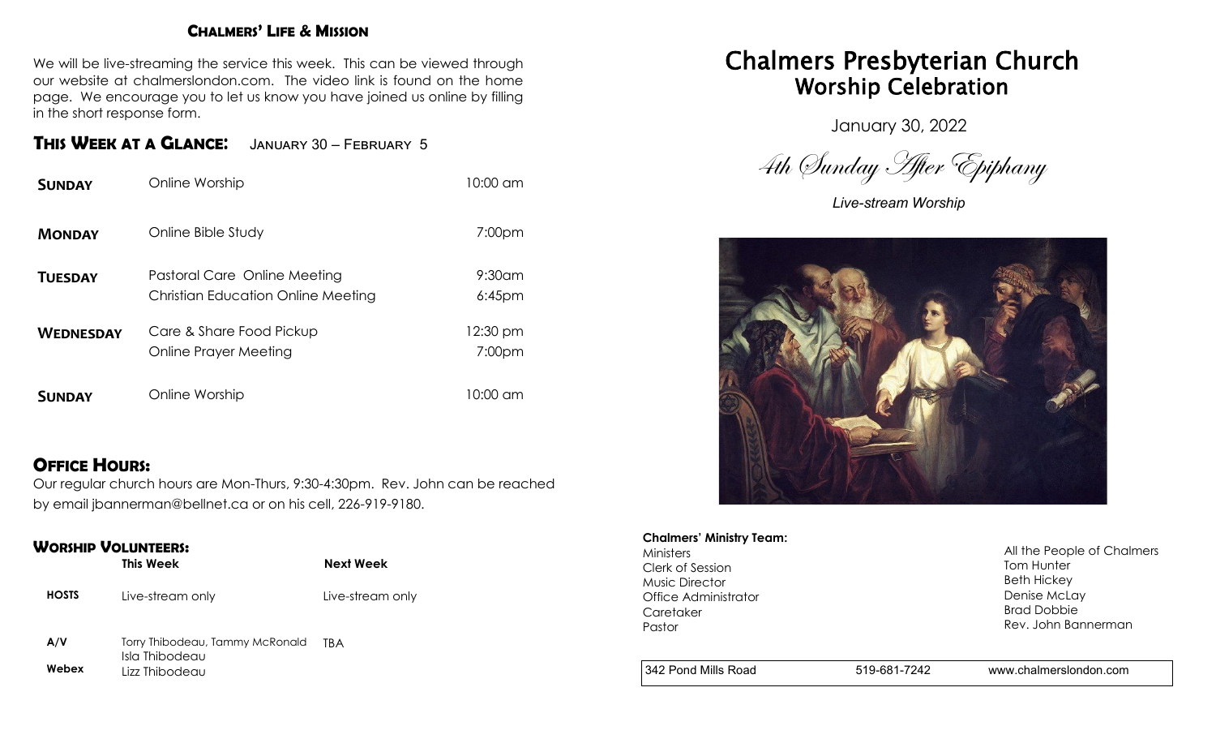## Chalmers' Life & Mission

We will be live-streaming the service this week. This can be viewed through our website at chalmerslondon.com. The video link is found on the home page. We encourage you to let us know you have joined us online by filling in the short response form.

## This Week at a Glance: January 30 – February 5

| | | |
|---|---|---|
| **Sunday** | Online Worship | 10:00 am |
| **Monday** | Online Bible Study | 7:00pm |
| **Tuesday** | Pastoral Care Online Meeting | 9:30am |
| | Christian Education Online Meeting | 6:45pm |
| **Wednesday** | Care & Share Food Pickup | 12:30 pm |
| | Online Prayer Meeting | 7:00pm |
| **Sunday** | Online Worship | 10:00 am |

## Office Hours:

Our regular church hours are Mon-Thurs, 9:30-4:30pm. Rev. John can be reached by email jbannerman@bellnet.ca or on his cell, 226-919-9180.

## Worship Volunteers:

| | This Week | Next Week |
|---|---|---|
| **HOSTS** | Live-stream only | Live-stream only |
| **A/V** | Torry Thibodeau, Tammy McRonald<br>Isla Thibodeau | TBA |
| **Webex** | Lizz Thibodeau | |

# Chalmers Presbyterian Church
## Worship Celebration

January 30, 2022

*4th Sunday After Epiphany*

*Live-stream Worship*

**Chalmers' Ministry Team:**

| | |
|---|---|
| Ministers | All the People of Chalmers |
| Clerk of Session | Tom Hunter |
| Music Director | Beth Hickey |
| Office Administrator | Denise McLay |
| Caretaker | Brad Dobbie |
| Pastor | Rev. John Bannerman |

342 Pond Mills Road | 519-681-7242 | www.chalmerslondon.com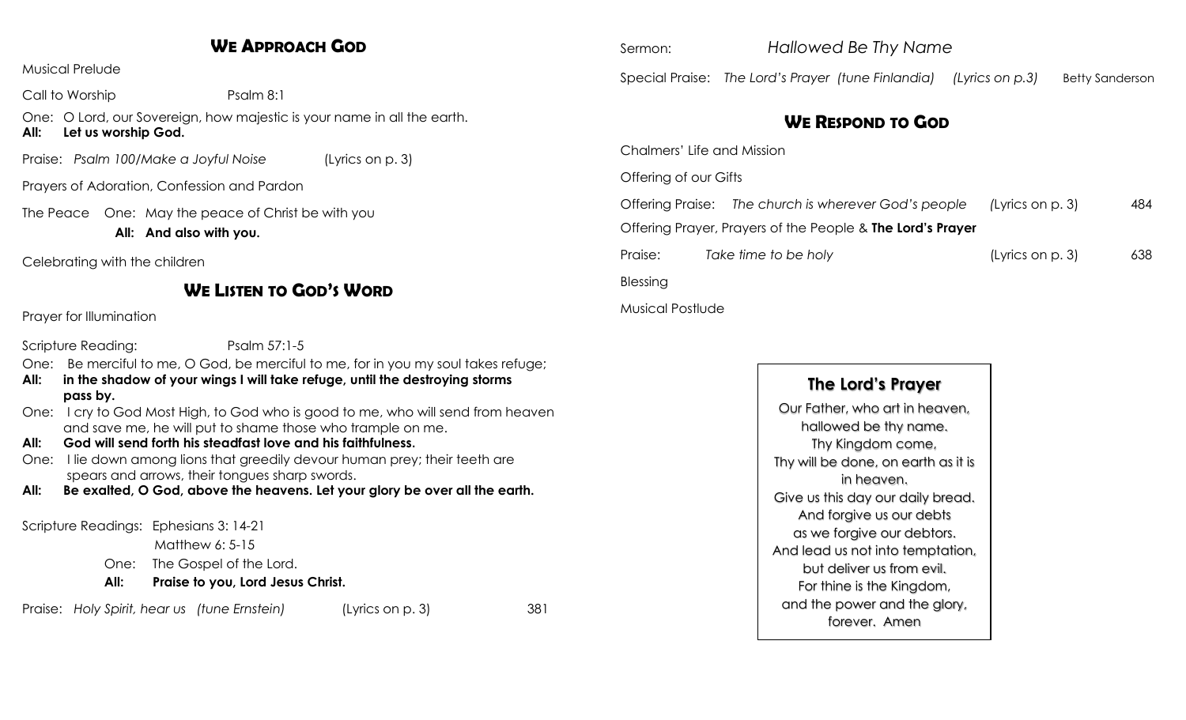## We Approach God

Musical Prelude

Call to Worship Psalm 8:1

One: O Lord, our Sovereign, how majestic is your name in all the earth.
**All: Let us worship God.**

Praise: *Psalm 100/Make a Joyful Noise* (Lyrics on p. 3)

Prayers of Adoration, Confession and Pardon

The Peace One: May the peace of Christ be with you
**All: And also with you.**

Celebrating with the children

## We Listen to God's Word

Prayer for Illumination

Scripture Reading: Psalm 57:1-5

One: Be merciful to me, O God, be merciful to me, for in you my soul takes refuge;
**All: in the shadow of your wings I will take refuge, until the destroying storms pass by.**
One: I cry to God Most High, to God who is good to me, who will send from heaven and save me, he will put to shame those who trample on me.
**All: God will send forth his steadfast love and his faithfulness.**
One: I lie down among lions that greedily devour human prey; their teeth are spears and arrows, their tongues sharp swords.
**All: Be exalted, O God, above the heavens. Let your glory be over all the earth.**

Scripture Readings: Ephesians 3: 14-21
Matthew 6: 5-15
One: The Gospel of the Lord.
**All: Praise to you, Lord Jesus Christ.**

Praise: *Holy Spirit, hear us (tune Ernstein)* (Lyrics on p. 3) 381

Sermon: *Hallowed Be Thy Name*

Special Praise: *The Lord's Prayer (tune Finlandia) (Lyrics on p.3)* Betty Sanderson

## We Respond to God

Chalmers' Life and Mission

Offering of our Gifts

Offering Praise: *The church is wherever God's people (*Lyrics on p. 3) 484

Offering Prayer, Prayers of the People & **The Lord's Prayer**

Praise: *Take time to be holy* (Lyrics on p. 3) 638

Blessing

Musical Postlude

### The Lord's Prayer

Our Father, who art in heaven,
hallowed be thy name.
Thy Kingdom come,
Thy will be done, on earth as it is in heaven.
Give us this day our daily bread.
And forgive us our debts
as we forgive our debtors.
And lead us not into temptation,
but deliver us from evil.
For thine is the Kingdom,
and the power and the glory,
forever. Amen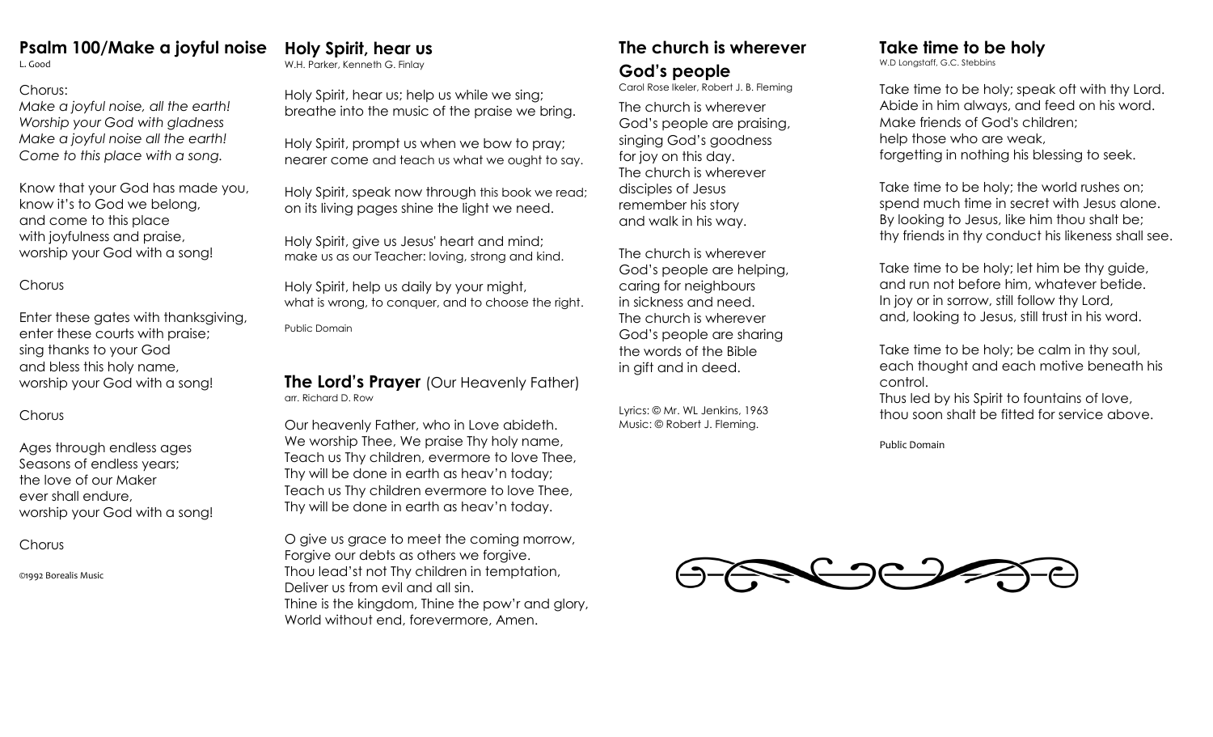## Psalm 100/Make a joyful noise

L. Good

Chorus:
*Make a joyful noise, all the earth!*
*Worship your God with gladness*
*Make a joyful noise all the earth!*
*Come to this place with a song.*

Know that your God has made you,
know it's to God we belong,
and come to this place
with joyfulness and praise,
worship your God with a song!

Chorus

Enter these gates with thanksgiving,
enter these courts with praise;
sing thanks to your God
and bless this holy name,
worship your God with a song!

Chorus

Ages through endless ages
Seasons of endless years;
the love of our Maker
ever shall endure,
worship your God with a song!

Chorus

©1992 Borealis Music

## Holy Spirit, hear us

W.H. Parker, Kenneth G. Finlay

Holy Spirit, hear us; help us while we sing;
breathe into the music of the praise we bring.

Holy Spirit, prompt us when we bow to pray;
nearer come and teach us what we ought to say.

Holy Spirit, speak now through this book we read;
on its living pages shine the light we need.

Holy Spirit, give us Jesus' heart and mind;
make us as our Teacher: loving, strong and kind.

Holy Spirit, help us daily by your might,
what is wrong, to conquer, and to choose the right.

Public Domain

## The Lord's Prayer (Our Heavenly Father)

arr. Richard D. Row

Our heavenly Father, who in Love abideth.
We worship Thee, We praise Thy holy name,
Teach us Thy children, evermore to love Thee,
Thy will be done in earth as heav'n today;
Teach us Thy children evermore to love Thee,
Thy will be done in earth as heav'n today.

O give us grace to meet the coming morrow,
Forgive our debts as others we forgive.
Thou lead'st not Thy children in temptation,
Deliver us from evil and all sin.
Thine is the kingdom, Thine the pow'r and glory,
World without end, forevermore, Amen.

## The church is wherever God's people

Carol Rose Ikeler, Robert J. B. Fleming

The church is wherever
God's people are praising,
singing God's goodness
for joy on this day.
The church is wherever
disciples of Jesus
remember his story
and walk in his way.

The church is wherever
God's people are helping,
caring for neighbours
in sickness and need.
The church is wherever
God's people are sharing
the words of the Bible
in gift and in deed.

Lyrics: © Mr. WL Jenkins, 1963
Music: © Robert J. Fleming.

## Take time to be holy

W.D Longstaff, G.C. Stebbins

Take time to be holy; speak oft with thy Lord.
Abide in him always, and feed on his word.
Make friends of God's children;
help those who are weak,
forgetting in nothing his blessing to seek.

Take time to be holy; the world rushes on;
spend much time in secret with Jesus alone.
By looking to Jesus, like him thou shalt be;
thy friends in thy conduct his likeness shall see.

Take time to be holy; let him be thy guide,
and run not before him, whatever betide.
In joy or in sorrow, still follow thy Lord,
and, looking to Jesus, still trust in his word.

Take time to be holy; be calm in thy soul,
each thought and each motive beneath his control.
Thus led by his Spirit to fountains of love,
thou soon shalt be fitted for service above.

Public Domain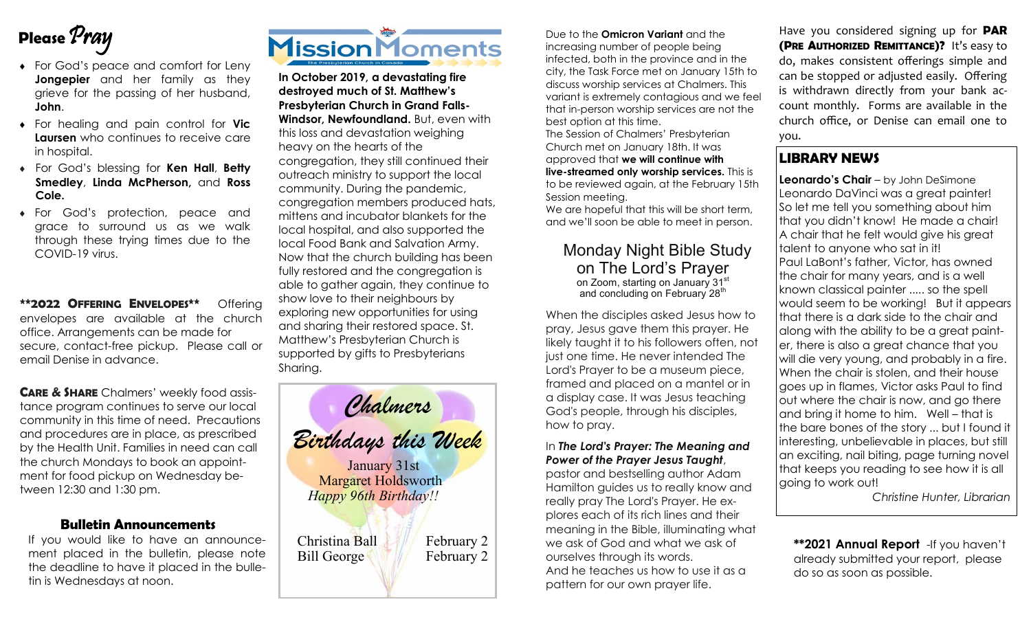# Please *Pray*

- For God's peace and comfort for Leny **Jongepier** and her family as they grieve for the passing of her husband, **John**.
- For healing and pain control for **Vic Laursen** who continues to receive care in hospital.
- For God's blessing for **Ken Hall**, **Betty Smedley**, **Linda McPherson,** and **Ross Cole.**
- For God's protection, peace and grace to surround us as we walk through these trying times due to the COVID-19 virus.

**\*\*2022 OFFERING ENVELOPES\*\*** Offering envelopes are available at the church office. Arrangements can be made for secure, contact-free pickup. Please call or email Denise in advance.

**CARE & SHARE** Chalmers' weekly food assistance program continues to serve our local community in this time of need. Precautions and procedures are in place, as prescribed by the Health Unit. Families in need can call the church Mondays to book an appointment for food pickup on Wednesday between 12:30 and 1:30 pm.

### Bulletin Announcements

If you would like to have an announcement placed in the bulletin, please note the deadline to have it placed in the bulletin is Wednesdays at noon.

## Mission Moments

The Presbyterian Church in Canada

**In October 2019, a devastating fire destroyed much of St. Matthew's Presbyterian Church in Grand Falls-Windsor, Newfoundland.** But, even with this loss and devastation weighing heavy on the hearts of the congregation, they still continued their outreach ministry to support the local community. During the pandemic, congregation members produced hats, mittens and incubator blankets for the local hospital, and also supported the local Food Bank and Salvation Army. Now that the church building has been fully restored and the congregation is able to gather again, they continue to show love to their neighbours by exploring new opportunities for using and sharing their restored space. St. Matthew's Presbyterian Church is supported by gifts to Presbyterians Sharing.

### *Chalmers Birthdays this Week*

January 31st
Margaret Holdsworth
*Happy 96th Birthday!!*

Christina Ball — February 2
Bill George — February 2

Due to the **Omicron Variant** and the increasing number of people being infected, both in the province and in the city, the Task Force met on January 15th to discuss worship services at Chalmers. This variant is extremely contagious and we feel that in-person worship services are not the best option at this time.
The Session of Chalmers' Presbyterian Church met on January 18th. It was approved that **we will continue with live-streamed only worship services.** This is to be reviewed again, at the February 15th Session meeting.
We are hopeful that this will be short term, and we'll soon be able to meet in person.

### Monday Night Bible Study on The Lord's Prayer

on Zoom, starting on January 31st and concluding on February 28th

When the disciples asked Jesus how to pray, Jesus gave them this prayer. He likely taught it to his followers often, not just one time. He never intended The Lord's Prayer to be a museum piece, framed and placed on a mantel or in a display case. It was Jesus teaching God's people, through his disciples, how to pray.

In ***The Lord's Prayer: The Meaning and Power of the Prayer Jesus Taught***, pastor and bestselling author Adam Hamilton guides us to really know and really pray The Lord's Prayer. He explores each of its rich lines and their meaning in the Bible, illuminating what we ask of God and what we ask of ourselves through its words.
And he teaches us how to use it as a pattern for our own prayer life.

Have you considered signing up for **PAR (PRE AUTHORIZED REMITTANCE)?** It's easy to do, makes consistent offerings simple and can be stopped or adjusted easily. Offering is withdrawn directly from your bank account monthly. Forms are available in the church office, or Denise can email one to you.

## LIBRARY NEWS

**Leonardo's Chair** – by John DeSimone
Leonardo DaVinci was a great painter! So let me tell you something about him that you didn't know! He made a chair! A chair that he felt would give his great talent to anyone who sat in it!
Paul LaBont's father, Victor, has owned the chair for many years, and is a well known classical painter ..... so the spell would seem to be working! But it appears that there is a dark side to the chair and along with the ability to be a great painter, there is also a great chance that you will die very young, and probably in a fire. When the chair is stolen, and their house goes up in flames, Victor asks Paul to find out where the chair is now, and go there and bring it home to him. Well – that is the bare bones of the story ... but I found it interesting, unbelievable in places, but still an exciting, nail biting, page turning novel that keeps you reading to see how it is all going to work out!

*Christine Hunter, Librarian*

**\*\*2021 Annual Report** -If you haven't already submitted your report, please do so as soon as possible.